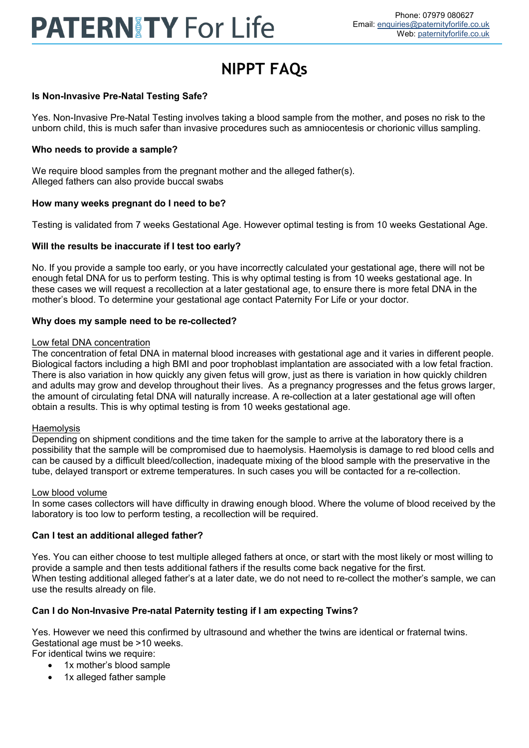# PATERNITY For Life

Phone: 07979 080627
Email: enquiries@paternityforlife.co.uk
Web: paternityforlife.co.uk

## NIPPT FAQs

**Is Non-Invasive Pre-Natal Testing Safe?**

Yes. Non-Invasive Pre-Natal Testing involves taking a blood sample from the mother, and poses no risk to the unborn child, this is much safer than invasive procedures such as amniocentesis or chorionic villus sampling.

**Who needs to provide a sample?**

We require blood samples from the pregnant mother and the alleged father(s).
Alleged fathers can also provide buccal swabs

**How many weeks pregnant do I need to be?**

Testing is validated from 7 weeks Gestational Age. However optimal testing is from 10 weeks Gestational Age.

**Will the results be inaccurate if I test too early?**

No. If you provide a sample too early, or you have incorrectly calculated your gestational age, there will not be enough fetal DNA for us to perform testing. This is why optimal testing is from 10 weeks gestational age. In these cases we will request a recollection at a later gestational age, to ensure there is more fetal DNA in the mother's blood. To determine your gestational age contact Paternity For Life or your doctor.

**Why does my sample need to be re-collected?**

Low fetal DNA concentration
The concentration of fetal DNA in maternal blood increases with gestational age and it varies in different people. Biological factors including a high BMI and poor trophoblast implantation are associated with a low fetal fraction. There is also variation in how quickly any given fetus will grow, just as there is variation in how quickly children and adults may grow and develop throughout their lives. As a pregnancy progresses and the fetus grows larger, the amount of circulating fetal DNA will naturally increase. A re-collection at a later gestational age will often obtain a results. This is why optimal testing is from 10 weeks gestational age.

Haemolysis
Depending on shipment conditions and the time taken for the sample to arrive at the laboratory there is a possibility that the sample will be compromised due to haemolysis. Haemolysis is damage to red blood cells and can be caused by a difficult bleed/collection, inadequate mixing of the blood sample with the preservative in the tube, delayed transport or extreme temperatures. In such cases you will be contacted for a re-collection.

Low blood volume
In some cases collectors will have difficulty in drawing enough blood. Where the volume of blood received by the laboratory is too low to perform testing, a recollection will be required.

**Can I test an additional alleged father?**

Yes. You can either choose to test multiple alleged fathers at once, or start with the most likely or most willing to provide a sample and then tests additional fathers if the results come back negative for the first.
When testing additional alleged father's at a later date, we do not need to re-collect the mother's sample, we can use the results already on file.

**Can I do Non-Invasive Pre-natal Paternity testing if I am expecting Twins?**

Yes. However we need this confirmed by ultrasound and whether the twins are identical or fraternal twins.
Gestational age must be >10 weeks.
For identical twins we require:

- 1x mother's blood sample
- 1x alleged father sample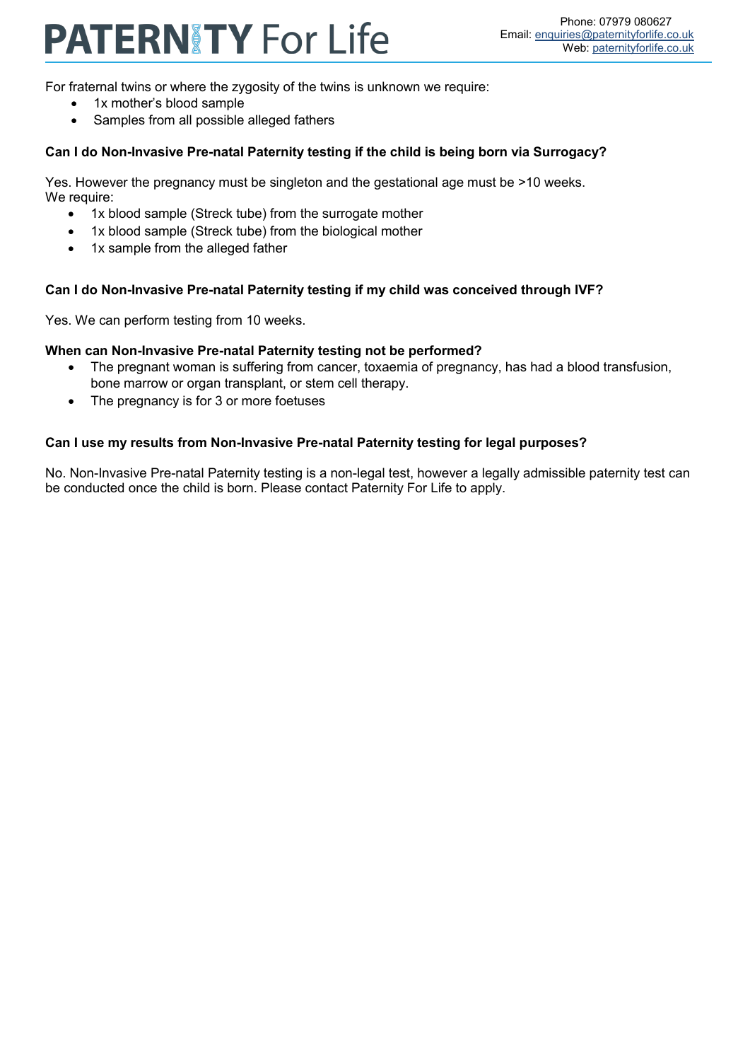For fraternal twins or where the zygosity of the twins is unknown we require:

- 1x mother's blood sample
- Samples from all possible alleged fathers

**Can I do Non-Invasive Pre-natal Paternity testing if the child is being born via Surrogacy?**

Yes. However the pregnancy must be singleton and the gestational age must be >10 weeks.
We require:

- 1x blood sample (Streck tube) from the surrogate mother
- 1x blood sample (Streck tube) from the biological mother
- 1x sample from the alleged father

**Can I do Non-Invasive Pre-natal Paternity testing if my child was conceived through IVF?**

Yes. We can perform testing from 10 weeks.

**When can Non-Invasive Pre-natal Paternity testing not be performed?**

- The pregnant woman is suffering from cancer, toxaemia of pregnancy, has had a blood transfusion, bone marrow or organ transplant, or stem cell therapy.
- The pregnancy is for 3 or more foetuses

**Can I use my results from Non-Invasive Pre-natal Paternity testing for legal purposes?**

No. Non-Invasive Pre-natal Paternity testing is a non-legal test, however a legally admissible paternity test can be conducted once the child is born. Please contact Paternity For Life to apply.